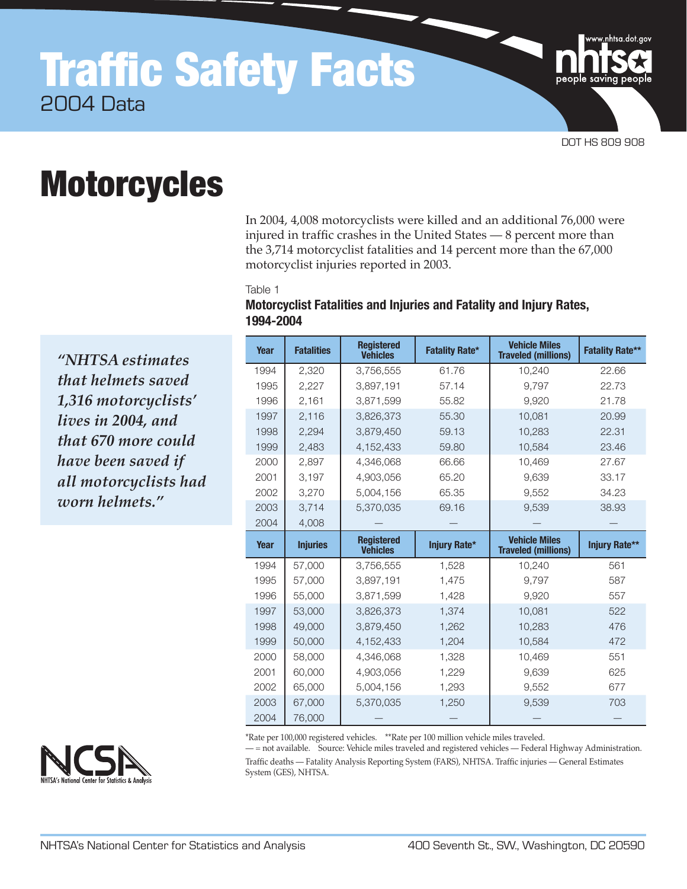# Traffic Safety Facts

2004 Data

DOT HS 809 908

# Motorcycles

In 2004, 4,008 motorcyclists were killed and an additional 76,000 were injured in traffic crashes in the United States — 8 percent more than the 3,714 motorcyclist fatalities and 14 percent more than the 67,000 motorcyclist injuries reported in 2003.

> *"NHTSA estimates that helmets saved 1,316 motorcyclists' lives in 2004, and that 670 more could have been saved if all motorcyclists had worn helmets."*

Table 1

**Motorcyclist Fatalities and Injuries and Fatality and Injury Rates, 1994-2004**

| Year | Fatalities | Registered Vehicles | Fatality Rate* | Vehicle Miles Traveled (millions) | Fatality Rate** |
|---|---|---|---|---|---|
| 1994 | 2,320 | 3,756,555 | 61.76 | 10,240 | 22.66 |
| 1995 | 2,227 | 3,897,191 | 57.14 | 9,797 | 22.73 |
| 1996 | 2,161 | 3,871,599 | 55.82 | 9,920 | 21.78 |
| 1997 | 2,116 | 3,826,373 | 55.30 | 10,081 | 20.99 |
| 1998 | 2,294 | 3,879,450 | 59.13 | 10,283 | 22.31 |
| 1999 | 2,483 | 4,152,433 | 59.80 | 10,584 | 23.46 |
| 2000 | 2,897 | 4,346,068 | 66.66 | 10,469 | 27.67 |
| 2001 | 3,197 | 4,903,056 | 65.20 | 9,639 | 33.17 |
| 2002 | 3,270 | 5,004,156 | 65.35 | 9,552 | 34.23 |
| 2003 | 3,714 | 5,370,035 | 69.16 | 9,539 | 38.93 |
| 2004 | 4,008 | — | — | — | — |
| **Year** | **Injuries** | **Registered Vehicles** | **Injury Rate*** | **Vehicle Miles Traveled (millions)** | **Injury Rate**** |
| 1994 | 57,000 | 3,756,555 | 1,528 | 10,240 | 561 |
| 1995 | 57,000 | 3,897,191 | 1,475 | 9,797 | 587 |
| 1996 | 55,000 | 3,871,599 | 1,428 | 9,920 | 557 |
| 1997 | 53,000 | 3,826,373 | 1,374 | 10,081 | 522 |
| 1998 | 49,000 | 3,879,450 | 1,262 | 10,283 | 476 |
| 1999 | 50,000 | 4,152,433 | 1,204 | 10,584 | 472 |
| 2000 | 58,000 | 4,346,068 | 1,328 | 10,469 | 551 |
| 2001 | 60,000 | 4,903,056 | 1,229 | 9,639 | 625 |
| 2002 | 65,000 | 5,004,156 | 1,293 | 9,552 | 677 |
| 2003 | 67,000 | 5,370,035 | 1,250 | 9,539 | 703 |
| 2004 | 76,000 | — | — | — | — |

*Rate per 100,000 registered vehicles. **Rate per 100 million vehicle miles traveled.

— = not available. Source: Vehicle miles traveled and registered vehicles — Federal Highway Administration. Traffic deaths — Fatality Analysis Reporting System (FARS), NHTSA. Traffic injuries — General Estimates System (GES), NHTSA.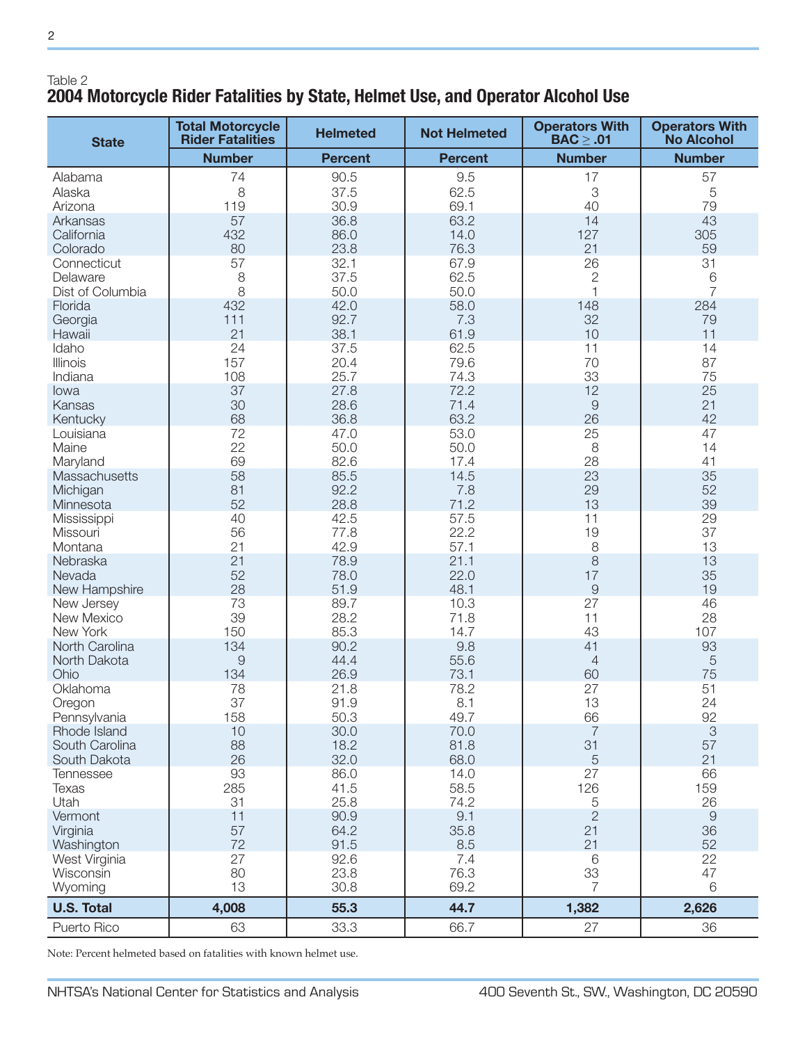Table 2

## 2004 Motorcycle Rider Fatalities by State, Helmet Use, and Operator Alcohol Use

| State | Total Motorcycle Rider Fatalities | Helmeted | Not Helmeted | Operators With BAC ≥ .01 | Operators With No Alcohol |
|---|---|---|---|---|---|
| | Number | Percent | Percent | Number | Number |
| Alabama | 74 | 90.5 | 9.5 | 17 | 57 |
| Alaska | 8 | 37.5 | 62.5 | 3 | 5 |
| Arizona | 119 | 30.9 | 69.1 | 40 | 79 |
| Arkansas | 57 | 36.8 | 63.2 | 14 | 43 |
| California | 432 | 86.0 | 14.0 | 127 | 305 |
| Colorado | 80 | 23.8 | 76.3 | 21 | 59 |
| Connecticut | 57 | 32.1 | 67.9 | 26 | 31 |
| Delaware | 8 | 37.5 | 62.5 | 2 | 6 |
| Dist of Columbia | 8 | 50.0 | 50.0 | 1 | 7 |
| Florida | 432 | 42.0 | 58.0 | 148 | 284 |
| Georgia | 111 | 92.7 | 7.3 | 32 | 79 |
| Hawaii | 21 | 38.1 | 61.9 | 10 | 11 |
| Idaho | 24 | 37.5 | 62.5 | 11 | 14 |
| Illinois | 157 | 20.4 | 79.6 | 70 | 87 |
| Indiana | 108 | 25.7 | 74.3 | 33 | 75 |
| Iowa | 37 | 27.8 | 72.2 | 12 | 25 |
| Kansas | 30 | 28.6 | 71.4 | 9 | 21 |
| Kentucky | 68 | 36.8 | 63.2 | 26 | 42 |
| Louisiana | 72 | 47.0 | 53.0 | 25 | 47 |
| Maine | 22 | 50.0 | 50.0 | 8 | 14 |
| Maryland | 69 | 82.6 | 17.4 | 28 | 41 |
| Massachusetts | 58 | 85.5 | 14.5 | 23 | 35 |
| Michigan | 81 | 92.2 | 7.8 | 29 | 52 |
| Minnesota | 52 | 28.8 | 71.2 | 13 | 39 |
| Mississippi | 40 | 42.5 | 57.5 | 11 | 29 |
| Missouri | 56 | 77.8 | 22.2 | 19 | 37 |
| Montana | 21 | 42.9 | 57.1 | 8 | 13 |
| Nebraska | 21 | 78.9 | 21.1 | 8 | 13 |
| Nevada | 52 | 78.0 | 22.0 | 17 | 35 |
| New Hampshire | 28 | 51.9 | 48.1 | 9 | 19 |
| New Jersey | 73 | 89.7 | 10.3 | 27 | 46 |
| New Mexico | 39 | 28.2 | 71.8 | 11 | 28 |
| New York | 150 | 85.3 | 14.7 | 43 | 107 |
| North Carolina | 134 | 90.2 | 9.8 | 41 | 93 |
| North Dakota | 9 | 44.4 | 55.6 | 4 | 5 |
| Ohio | 134 | 26.9 | 73.1 | 60 | 75 |
| Oklahoma | 78 | 21.8 | 78.2 | 27 | 51 |
| Oregon | 37 | 91.9 | 8.1 | 13 | 24 |
| Pennsylvania | 158 | 50.3 | 49.7 | 66 | 92 |
| Rhode Island | 10 | 30.0 | 70.0 | 7 | 3 |
| South Carolina | 88 | 18.2 | 81.8 | 31 | 57 |
| South Dakota | 26 | 32.0 | 68.0 | 5 | 21 |
| Tennessee | 93 | 86.0 | 14.0 | 27 | 66 |
| Texas | 285 | 41.5 | 58.5 | 126 | 159 |
| Utah | 31 | 25.8 | 74.2 | 5 | 26 |
| Vermont | 11 | 90.9 | 9.1 | 2 | 9 |
| Virginia | 57 | 64.2 | 35.8 | 21 | 36 |
| Washington | 72 | 91.5 | 8.5 | 21 | 52 |
| West Virginia | 27 | 92.6 | 7.4 | 6 | 22 |
| Wisconsin | 80 | 23.8 | 76.3 | 33 | 47 |
| Wyoming | 13 | 30.8 | 69.2 | 7 | 6 |
| **U.S. Total** | **4,008** | **55.3** | **44.7** | **1,382** | **2,626** |
| Puerto Rico | 63 | 33.3 | 66.7 | 27 | 36 |

Note: Percent helmeted based on fatalities with known helmet use.

NHTSA's National Center for Statistics and Analysis    400 Seventh St., SW., Washington, DC 20590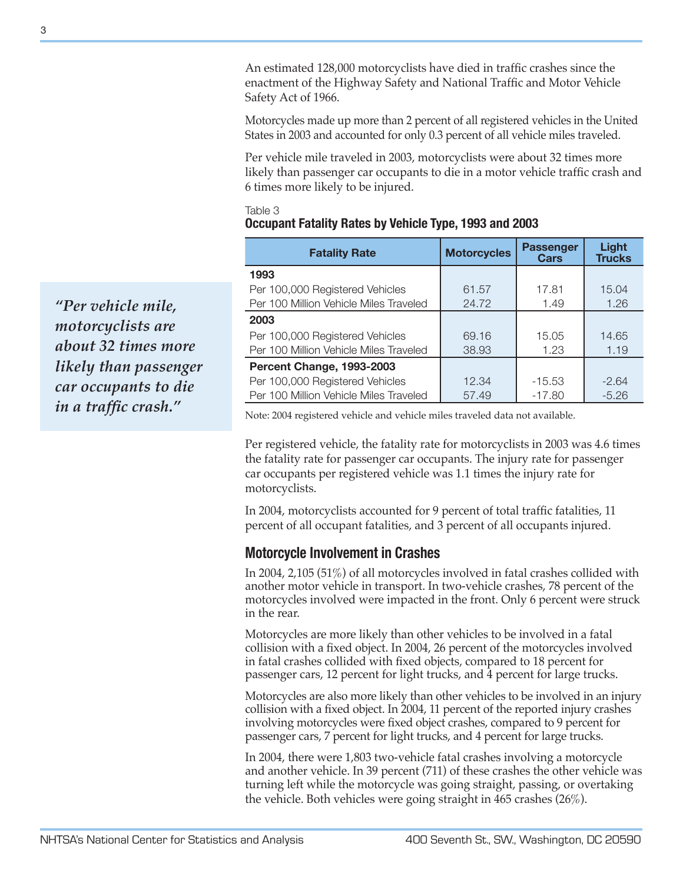An estimated 128,000 motorcyclists have died in traffic crashes since the enactment of the Highway Safety and National Traffic and Motor Vehicle Safety Act of 1966.

Motorcycles made up more than 2 percent of all registered vehicles in the United States in 2003 and accounted for only 0.3 percent of all vehicle miles traveled.

Per vehicle mile traveled in 2003, motorcyclists were about 32 times more likely than passenger car occupants to die in a motor vehicle traffic crash and 6 times more likely to be injured.

*"Per vehicle mile, motorcyclists are about 32 times more likely than passenger car occupants to die in a traffic crash."*

Table 3
**Occupant Fatality Rates by Vehicle Type, 1993 and 2003**

| Fatality Rate | Motorcycles | Passenger Cars | Light Trucks |
|---|---|---|---|
| **1993** | | | |
| Per 100,000 Registered Vehicles | 61.57 | 17.81 | 15.04 |
| Per 100 Million Vehicle Miles Traveled | 24.72 | 1.49 | 1.26 |
| **2003** | | | |
| Per 100,000 Registered Vehicles | 69.16 | 15.05 | 14.65 |
| Per 100 Million Vehicle Miles Traveled | 38.93 | 1.23 | 1.19 |
| **Percent Change, 1993-2003** | | | |
| Per 100,000 Registered Vehicles | 12.34 | -15.53 | -2.64 |
| Per 100 Million Vehicle Miles Traveled | 57.49 | -17.80 | -5.26 |

Note: 2004 registered vehicle and vehicle miles traveled data not available.

Per registered vehicle, the fatality rate for motorcyclists in 2003 was 4.6 times the fatality rate for passenger car occupants. The injury rate for passenger car occupants per registered vehicle was 1.1 times the injury rate for motorcyclists.

In 2004, motorcyclists accounted for 9 percent of total traffic fatalities, 11 percent of all occupant fatalities, and 3 percent of all occupants injured.

## Motorcycle Involvement in Crashes

In 2004, 2,105 (51%) of all motorcycles involved in fatal crashes collided with another motor vehicle in transport. In two-vehicle crashes, 78 percent of the motorcycles involved were impacted in the front. Only 6 percent were struck in the rear.

Motorcycles are more likely than other vehicles to be involved in a fatal collision with a fixed object. In 2004, 26 percent of the motorcycles involved in fatal crashes collided with fixed objects, compared to 18 percent for passenger cars, 12 percent for light trucks, and 4 percent for large trucks.

Motorcycles are also more likely than other vehicles to be involved in an injury collision with a fixed object. In 2004, 11 percent of the reported injury crashes involving motorcycles were fixed object crashes, compared to 9 percent for passenger cars, 7 percent for light trucks, and 4 percent for large trucks.

In 2004, there were 1,803 two-vehicle fatal crashes involving a motorcycle and another vehicle. In 39 percent (711) of these crashes the other vehicle was turning left while the motorcycle was going straight, passing, or overtaking the vehicle. Both vehicles were going straight in 465 crashes (26%).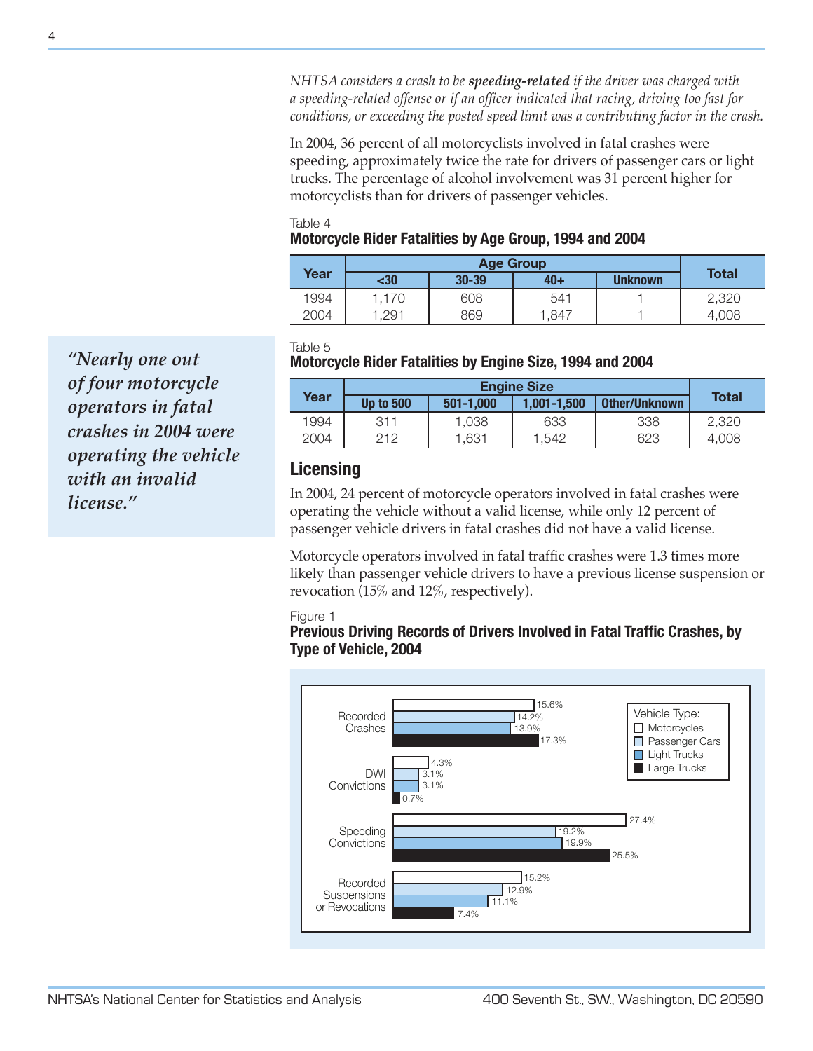*NHTSA considers a crash to be **speeding-related** if the driver was charged with a speeding-related offense or if an officer indicated that racing, driving too fast for conditions, or exceeding the posted speed limit was a contributing factor in the crash.*

In 2004, 36 percent of all motorcyclists involved in fatal crashes were speeding, approximately twice the rate for drivers of passenger cars or light trucks. The percentage of alcohol involvement was 31 percent higher for motorcyclists than for drivers of passenger vehicles.

Table 4
**Motorcycle Rider Fatalities by Age Group, 1994 and 2004**

| Year | Age Group | | | | Total |
|---|---|---|---|---|---|
| | <30 | 30-39 | 40+ | Unknown | |
| 1994 | 1,170 | 608 | 541 | 1 | 2,320 |
| 2004 | 1,291 | 869 | 1,847 | 1 | 4,008 |

*"Nearly one out of four motorcycle operators in fatal crashes in 2004 were operating the vehicle with an invalid license."*

Table 5
**Motorcycle Rider Fatalities by Engine Size, 1994 and 2004**

| Year | Engine Size | | | | Total |
|---|---|---|---|---|---|
| | Up to 500 | 501-1,000 | 1,001-1,500 | Other/Unknown | |
| 1994 | 311 | 1,038 | 633 | 338 | 2,320 |
| 2004 | 212 | 1,631 | 1,542 | 623 | 4,008 |

## Licensing

In 2004, 24 percent of motorcycle operators involved in fatal crashes were operating the vehicle without a valid license, while only 12 percent of passenger vehicle drivers in fatal crashes did not have a valid license.

Motorcycle operators involved in fatal traffic crashes were 1.3 times more likely than passenger vehicle drivers to have a previous license suspension or revocation (15% and 12%, respectively).

Figure 1
**Previous Driving Records of Drivers Involved in Fatal Traffic Crashes, by Type of Vehicle, 2004**

| | Motorcycles | Passenger Cars | Light Trucks | Large Trucks |
|---|---|---|---|---|
| Recorded Crashes | 15.6% | 14.2% | 13.9% | 17.3% |
| DWI Convictions | 4.3% | 3.1% | 3.1% | 0.7% |
| Speeding Convictions | 27.4% | 19.2% | 19.9% | 25.5% |
| Recorded Suspensions or Revocations | 15.2% | 12.9% | 11.1% | 7.4% |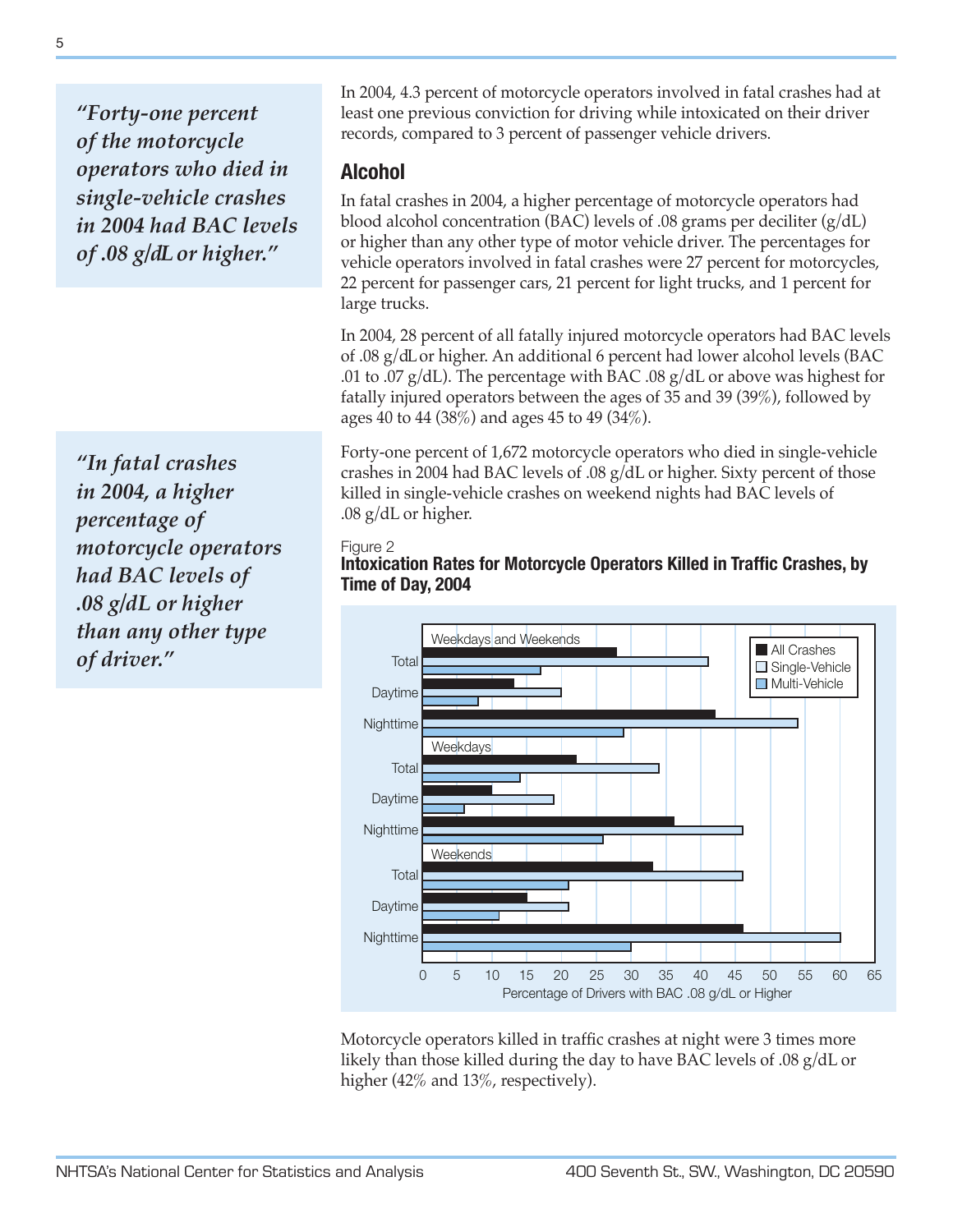> *"Forty-one percent of the motorcycle operators who died in single-vehicle crashes in 2004 had BAC levels of .08 g/dL or higher."*

In 2004, 4.3 percent of motorcycle operators involved in fatal crashes had at least one previous conviction for driving while intoxicated on their driver records, compared to 3 percent of passenger vehicle drivers.

## Alcohol

In fatal crashes in 2004, a higher percentage of motorcycle operators had blood alcohol concentration (BAC) levels of .08 grams per deciliter (g/dL) or higher than any other type of motor vehicle driver. The percentages for vehicle operators involved in fatal crashes were 27 percent for motorcycles, 22 percent for passenger cars, 21 percent for light trucks, and 1 percent for large trucks.

In 2004, 28 percent of all fatally injured motorcycle operators had BAC levels of .08 g/dL or higher. An additional 6 percent had lower alcohol levels (BAC .01 to .07 g/dL). The percentage with BAC .08 g/dL or above was highest for fatally injured operators between the ages of 35 and 39 (39%), followed by ages 40 to 44 (38%) and ages 45 to 49 (34%).

> *"In fatal crashes in 2004, a higher percentage of motorcycle operators had BAC levels of .08 g/dL or higher than any other type of driver."*

Forty-one percent of 1,672 motorcycle operators who died in single-vehicle crashes in 2004 had BAC levels of .08 g/dL or higher. Sixty percent of those killed in single-vehicle crashes on weekend nights had BAC levels of .08 g/dL or higher.

Figure 2
**Intoxication Rates for Motorcycle Operators Killed in Traffic Crashes, by Time of Day, 2004**

Motorcycle operators killed in traffic crashes at night were 3 times more likely than those killed during the day to have BAC levels of .08 g/dL or higher (42% and 13%, respectively).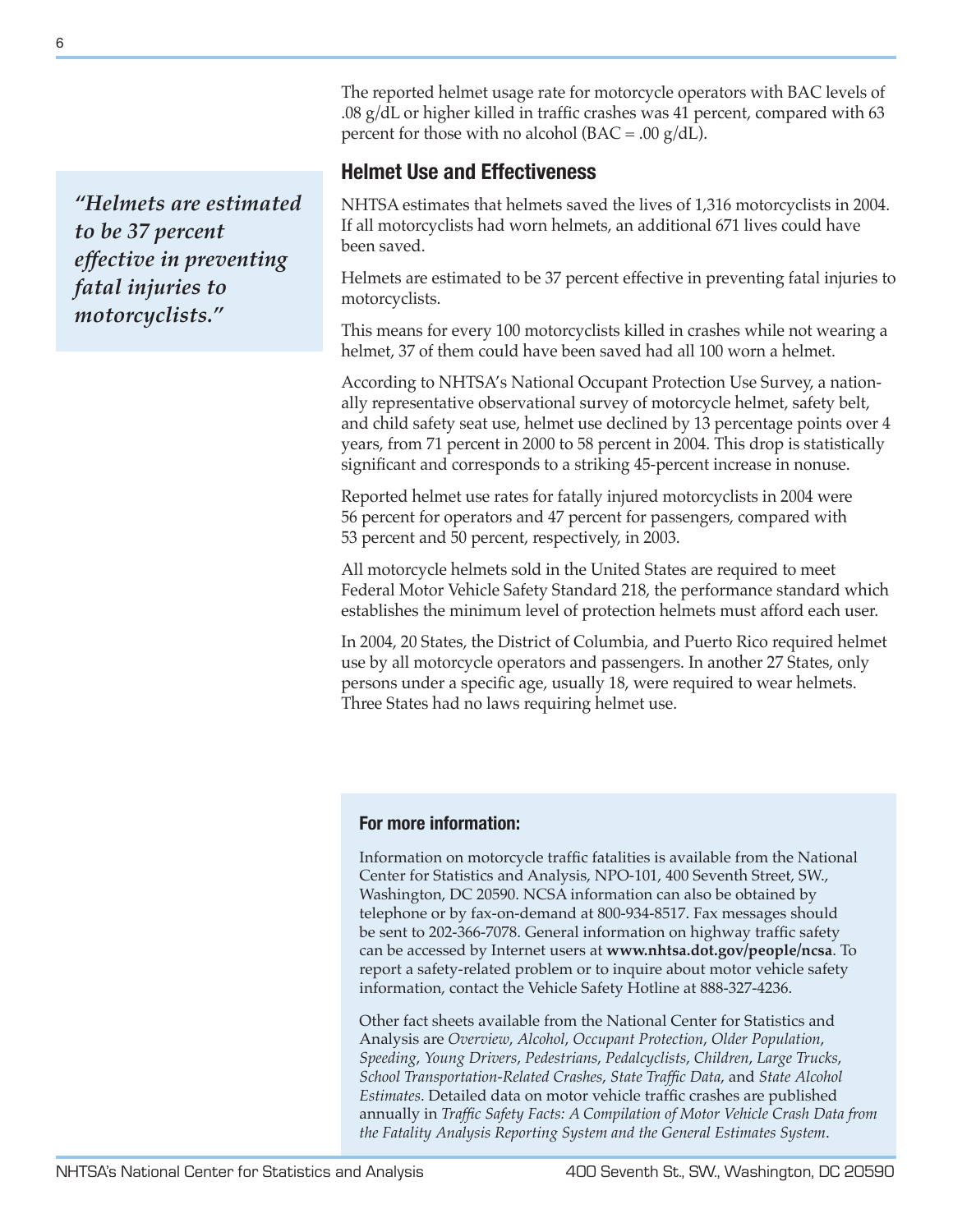The reported helmet usage rate for motorcycle operators with BAC levels of .08 g/dL or higher killed in traffic crashes was 41 percent, compared with 63 percent for those with no alcohol (BAC = .00 g/dL).

## Helmet Use and Effectiveness

*"Helmets are estimated to be 37 percent effective in preventing fatal injuries to motorcyclists."*

NHTSA estimates that helmets saved the lives of 1,316 motorcyclists in 2004. If all motorcyclists had worn helmets, an additional 671 lives could have been saved.

Helmets are estimated to be 37 percent effective in preventing fatal injuries to motorcyclists.

This means for every 100 motorcyclists killed in crashes while not wearing a helmet, 37 of them could have been saved had all 100 worn a helmet.

According to NHTSA's National Occupant Protection Use Survey, a nationally representative observational survey of motorcycle helmet, safety belt, and child safety seat use, helmet use declined by 13 percentage points over 4 years, from 71 percent in 2000 to 58 percent in 2004. This drop is statistically significant and corresponds to a striking 45-percent increase in nonuse.

Reported helmet use rates for fatally injured motorcyclists in 2004 were 56 percent for operators and 47 percent for passengers, compared with 53 percent and 50 percent, respectively, in 2003.

All motorcycle helmets sold in the United States are required to meet Federal Motor Vehicle Safety Standard 218, the performance standard which establishes the minimum level of protection helmets must afford each user.

In 2004, 20 States, the District of Columbia, and Puerto Rico required helmet use by all motorcycle operators and passengers. In another 27 States, only persons under a specific age, usually 18, were required to wear helmets. Three States had no laws requiring helmet use.

### For more information:

Information on motorcycle traffic fatalities is available from the National Center for Statistics and Analysis, NPO-101, 400 Seventh Street, SW., Washington, DC 20590. NCSA information can also be obtained by telephone or by fax-on-demand at 800-934-8517. Fax messages should be sent to 202-366-7078. General information on highway traffic safety can be accessed by Internet users at **www.nhtsa.dot.gov/people/ncsa**. To report a safety-related problem or to inquire about motor vehicle safety information, contact the Vehicle Safety Hotline at 888-327-4236.

Other fact sheets available from the National Center for Statistics and Analysis are *Overview*, *Alcohol*, *Occupant Protection*, *Older Population*, *Speeding*, *Young Drivers*, *Pedestrians*, *Pedalcyclists*, *Children*, *Large Trucks*, *School Transportation-Related Crashes*, *State Traffic Data*, and *State Alcohol Estimates*. Detailed data on motor vehicle traffic crashes are published annually in *Traffic Safety Facts: A Compilation of Motor Vehicle Crash Data from the Fatality Analysis Reporting System and the General Estimates System*.